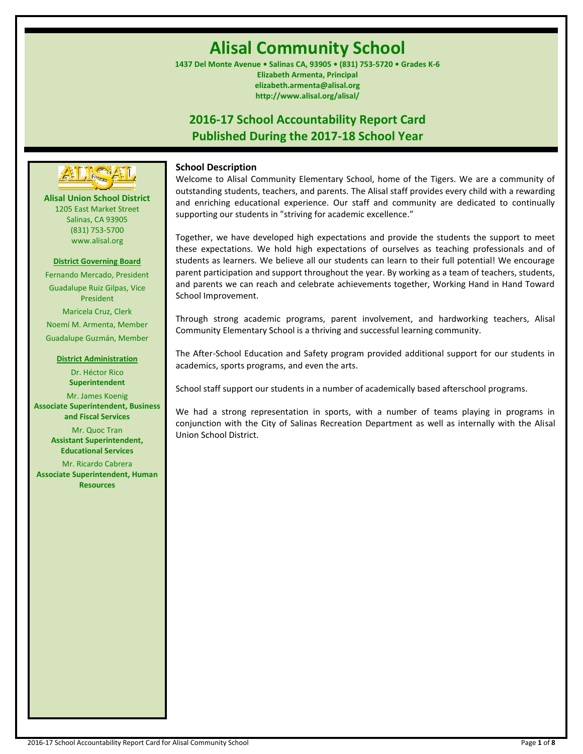# Alisal Community School

**1437 Del Monte Avenue • Salinas CA, 93905 • (831) 753-5720 • Grades K-6**
**Elizabeth Armenta, Principal**
**elizabeth.armenta@alisal.org**
**http://www.alisal.org/alisal/**

## 2016-17 School Accountability Report Card
## Published During the 2017-18 School Year

**Alisal Union School District**
1205 East Market Street
Salinas, CA 93905
(831) 753-5700
www.alisal.org

**District Governing Board**

Fernando Mercado, President
Guadalupe Ruiz Gilpas, Vice President
Maricela Cruz, Clerk
Noemí M. Armenta, Member
Guadalupe Guzmán, Member

**District Administration**

Dr. Héctor Rico
**Superintendent**

Mr. James Koenig
**Associate Superintendent, Business and Fiscal Services**

Mr. Quoc Tran
**Assistant Superintendent, Educational Services**

Mr. Ricardo Cabrera
**Associate Superintendent, Human Resources**

### School Description

Welcome to Alisal Community Elementary School, home of the Tigers. We are a community of outstanding students, teachers, and parents. The Alisal staff provides every child with a rewarding and enriching educational experience. Our staff and community are dedicated to continually supporting our students in "striving for academic excellence."

Together, we have developed high expectations and provide the students the support to meet these expectations. We hold high expectations of ourselves as teaching professionals and of students as learners. We believe all our students can learn to their full potential! We encourage parent participation and support throughout the year. By working as a team of teachers, students, and parents we can reach and celebrate achievements together, Working Hand in Hand Toward School Improvement.

Through strong academic programs, parent involvement, and hardworking teachers, Alisal Community Elementary School is a thriving and successful learning community.

The After-School Education and Safety program provided additional support for our students in academics, sports programs, and even the arts.

School staff support our students in a number of academically based afterschool programs.

We had a strong representation in sports, with a number of teams playing in programs in conjunction with the City of Salinas Recreation Department as well as internally with the Alisal Union School District.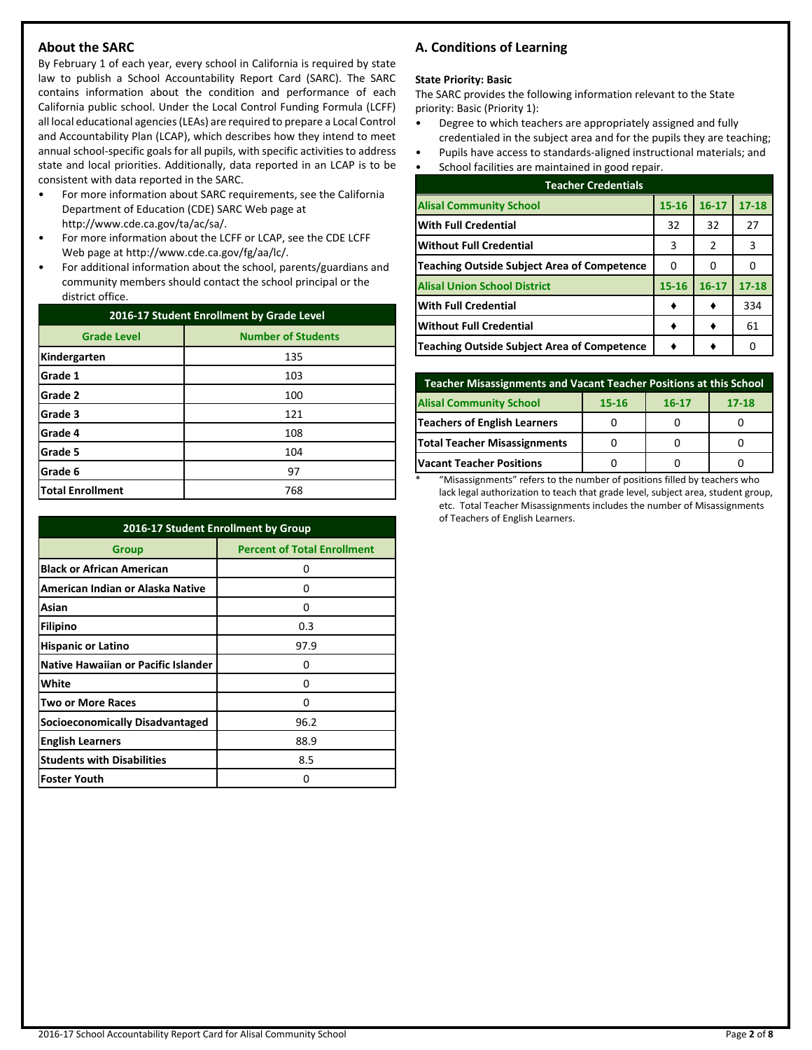## About the SARC

By February 1 of each year, every school in California is required by state law to publish a School Accountability Report Card (SARC). The SARC contains information about the condition and performance of each California public school. Under the Local Control Funding Formula (LCFF) all local educational agencies (LEAs) are required to prepare a Local Control and Accountability Plan (LCAP), which describes how they intend to meet annual school-specific goals for all pupils, with specific activities to address state and local priorities. Additionally, data reported in an LCAP is to be consistent with data reported in the SARC.

- For more information about SARC requirements, see the California Department of Education (CDE) SARC Web page at http://www.cde.ca.gov/ta/ac/sa/.
- For more information about the LCFF or LCAP, see the CDE LCFF Web page at http://www.cde.ca.gov/fg/aa/lc/.
- For additional information about the school, parents/guardians and community members should contact the school principal or the district office.

| 2016-17 Student Enrollment by Grade Level | |
|---|---|
| **Grade Level** | **Number of Students** |
| Kindergarten | 135 |
| Grade 1 | 103 |
| Grade 2 | 100 |
| Grade 3 | 121 |
| Grade 4 | 108 |
| Grade 5 | 104 |
| Grade 6 | 97 |
| Total Enrollment | 768 |

| 2016-17 Student Enrollment by Group | |
|---|---|
| **Group** | **Percent of Total Enrollment** |
| Black or African American | 0 |
| American Indian or Alaska Native | 0 |
| Asian | 0 |
| Filipino | 0.3 |
| Hispanic or Latino | 97.9 |
| Native Hawaiian or Pacific Islander | 0 |
| White | 0 |
| Two or More Races | 0 |
| Socioeconomically Disadvantaged | 96.2 |
| English Learners | 88.9 |
| Students with Disabilities | 8.5 |
| Foster Youth | 0 |

## A. Conditions of Learning

**State Priority: Basic**

The SARC provides the following information relevant to the State priority: Basic (Priority 1):

- Degree to which teachers are appropriately assigned and fully credentialed in the subject area and for the pupils they are teaching;
- Pupils have access to standards-aligned instructional materials; and
- School facilities are maintained in good repair.

| Teacher Credentials | | | |
|---|---|---|---|
| **Alisal Community School** | **15-16** | **16-17** | **17-18** |
| With Full Credential | 32 | 32 | 27 |
| Without Full Credential | 3 | 2 | 3 |
| Teaching Outside Subject Area of Competence | 0 | 0 | 0 |
| **Alisal Union School District** | **15-16** | **16-17** | **17-18** |
| With Full Credential | ♦ | ♦ | 334 |
| Without Full Credential | ♦ | ♦ | 61 |
| Teaching Outside Subject Area of Competence | ♦ | ♦ | 0 |

| Teacher Misassignments and Vacant Teacher Positions at this School | | | |
|---|---|---|---|
| **Alisal Community School** | **15-16** | **16-17** | **17-18** |
| Teachers of English Learners | 0 | 0 | 0 |
| Total Teacher Misassignments | 0 | 0 | 0 |
| Vacant Teacher Positions | 0 | 0 | 0 |

\* "Misassignments" refers to the number of positions filled by teachers who lack legal authorization to teach that grade level, subject area, student group, etc. Total Teacher Misassignments includes the number of Misassignments of Teachers of English Learners.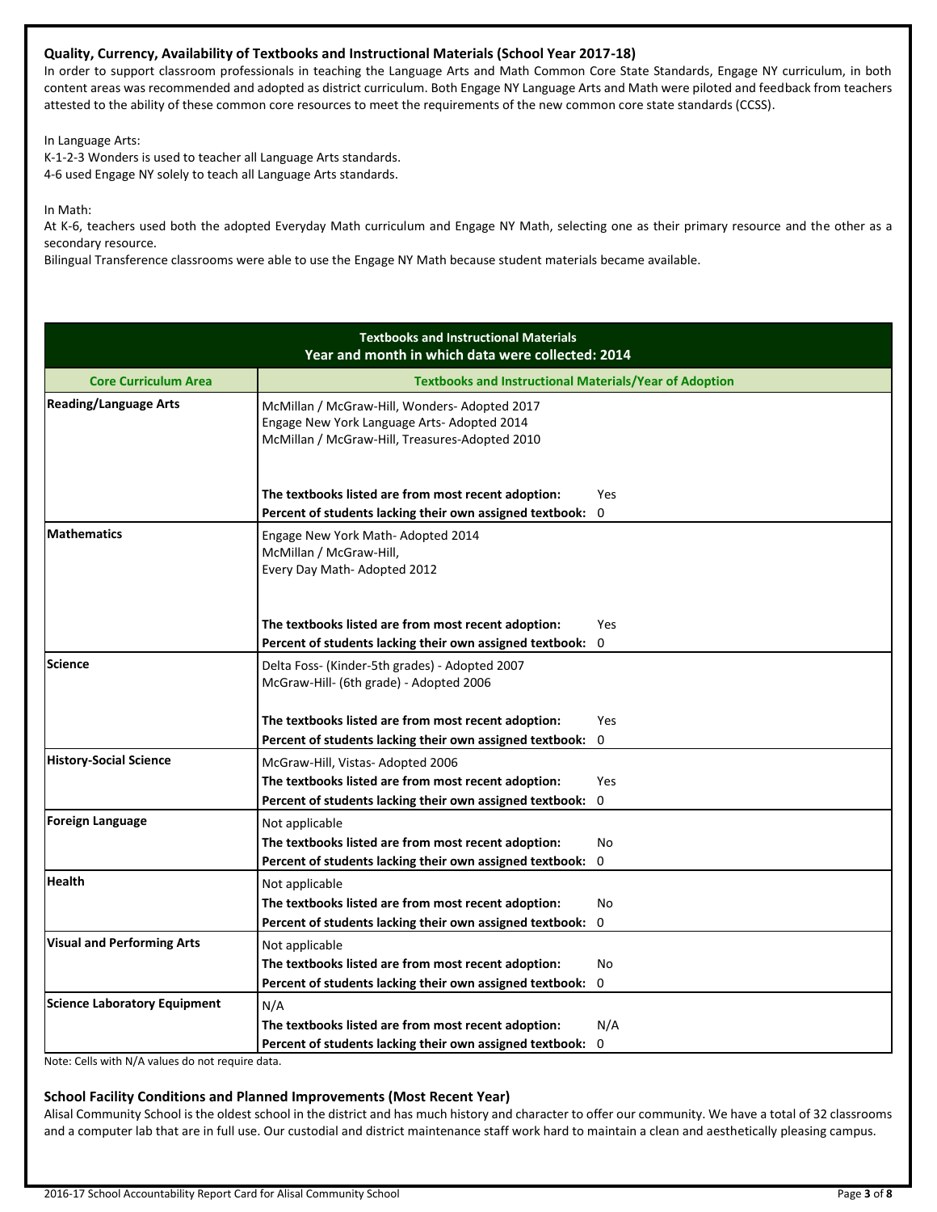### Quality, Currency, Availability of Textbooks and Instructional Materials (School Year 2017-18)

In order to support classroom professionals in teaching the Language Arts and Math Common Core State Standards, Engage NY curriculum, in both content areas was recommended and adopted as district curriculum. Both Engage NY Language Arts and Math were piloted and feedback from teachers attested to the ability of these common core resources to meet the requirements of the new common core state standards (CCSS).

In Language Arts:
K-1-2-3 Wonders is used to teacher all Language Arts standards.
4-6 used Engage NY solely to teach all Language Arts standards.

In Math:
At K-6, teachers used both the adopted Everyday Math curriculum and Engage NY Math, selecting one as their primary resource and the other as a secondary resource.
Bilingual Transference classrooms were able to use the Engage NY Math because student materials became available.

| Textbooks and Instructional Materials<br>Year and month in which data were collected: 2014 | |
|---|---|
| **Core Curriculum Area** | **Textbooks and Instructional Materials/Year of Adoption** |
| **Reading/Language Arts** | McMillan / McGraw-Hill, Wonders- Adopted 2017<br>Engage New York Language Arts- Adopted 2014<br>McMillan / McGraw-Hill, Treasures-Adopted 2010<br><br>**The textbooks listed are from most recent adoption:** Yes<br>**Percent of students lacking their own assigned textbook:** 0 |
| **Mathematics** | Engage New York Math- Adopted 2014<br>McMillan / McGraw-Hill,<br>Every Day Math- Adopted 2012<br><br>**The textbooks listed are from most recent adoption:** Yes<br>**Percent of students lacking their own assigned textbook:** 0 |
| **Science** | Delta Foss- (Kinder-5th grades) - Adopted 2007<br>McGraw-Hill- (6th grade) - Adopted 2006<br><br>**The textbooks listed are from most recent adoption:** Yes<br>**Percent of students lacking their own assigned textbook:** 0 |
| **History-Social Science** | McGraw-Hill, Vistas- Adopted 2006<br>**The textbooks listed are from most recent adoption:** Yes<br>**Percent of students lacking their own assigned textbook:** 0 |
| **Foreign Language** | Not applicable<br>**The textbooks listed are from most recent adoption:** No<br>**Percent of students lacking their own assigned textbook:** 0 |
| **Health** | Not applicable<br>**The textbooks listed are from most recent adoption:** No<br>**Percent of students lacking their own assigned textbook:** 0 |
| **Visual and Performing Arts** | Not applicable<br>**The textbooks listed are from most recent adoption:** No<br>**Percent of students lacking their own assigned textbook:** 0 |
| **Science Laboratory Equipment** | N/A<br>**The textbooks listed are from most recent adoption:** N/A<br>**Percent of students lacking their own assigned textbook:** 0 |

Note: Cells with N/A values do not require data.

### School Facility Conditions and Planned Improvements (Most Recent Year)

Alisal Community School is the oldest school in the district and has much history and character to offer our community. We have a total of 32 classrooms and a computer lab that are in full use. Our custodial and district maintenance staff work hard to maintain a clean and aesthetically pleasing campus.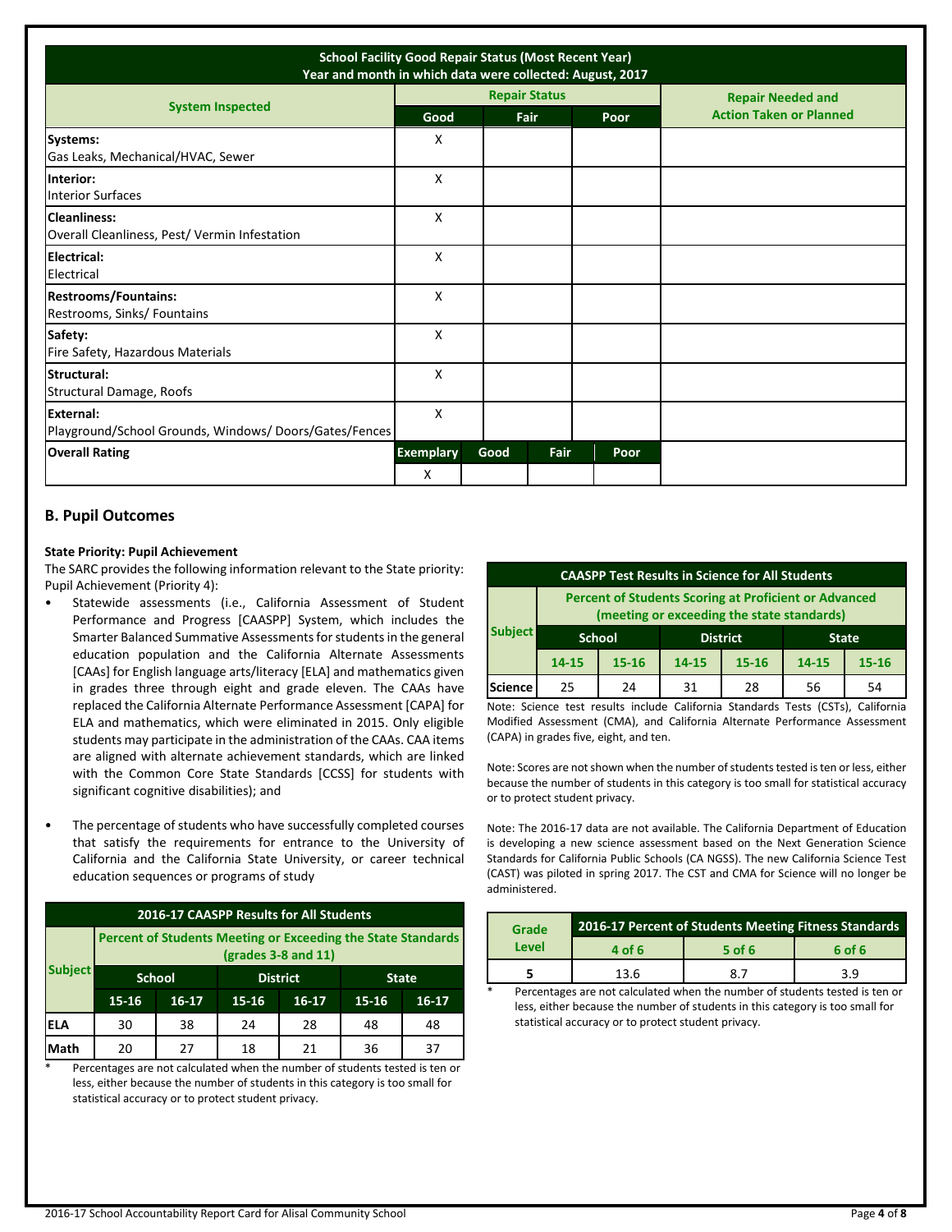| School Facility Good Repair Status (Most Recent Year) Year and month in which data were collected: August, 2017 | | | | |
|---|---|---|---|---|
| **System Inspected** | **Repair Status** | | | **Repair Needed and Action Taken or Planned** |
| | **Good** | **Fair** | **Poor** | |
| **Systems:** Gas Leaks, Mechanical/HVAC, Sewer | X | | | |
| **Interior:** Interior Surfaces | X | | | |
| **Cleanliness:** Overall Cleanliness, Pest/ Vermin Infestation | X | | | |
| **Electrical:** Electrical | X | | | |
| **Restrooms/Fountains:** Restrooms, Sinks/ Fountains | X | | | |
| **Safety:** Fire Safety, Hazardous Materials | X | | | |
| **Structural:** Structural Damage, Roofs | X | | | |
| **External:** Playground/School Grounds, Windows/ Doors/Gates/Fences | X | | | |

| **Overall Rating** | **Exemplary** | **Good** | **Fair** | **Poor** |
|---|---|---|---|---|
| | X | | | |

## B. Pupil Outcomes

**State Priority: Pupil Achievement**

The SARC provides the following information relevant to the State priority: Pupil Achievement (Priority 4):

- Statewide assessments (i.e., California Assessment of Student Performance and Progress [CAASPP] System, which includes the Smarter Balanced Summative Assessments for students in the general education population and the California Alternate Assessments [CAAs] for English language arts/literacy [ELA] and mathematics given in grades three through eight and grade eleven. The CAAs have replaced the California Alternate Performance Assessment [CAPA] for ELA and mathematics, which were eliminated in 2015. Only eligible students may participate in the administration of the CAAs. CAA items are aligned with alternate achievement standards, which are linked with the Common Core State Standards [CCSS] for students with significant cognitive disabilities); and
- The percentage of students who have successfully completed courses that satisfy the requirements for entrance to the University of California and the California State University, or career technical education sequences or programs of study

| 2016-17 CAASPP Results for All Students | | | | | | |
|---|---|---|---|---|---|---|
| **Subject** | **Percent of Students Meeting or Exceeding the State Standards (grades 3-8 and 11)** | | | | | |
| | **School** | | **District** | | **State** | |
| | **15-16** | **16-17** | **15-16** | **16-17** | **15-16** | **16-17** |
| **ELA** | 30 | 38 | 24 | 28 | 48 | 48 |
| **Math** | 20 | 27 | 18 | 21 | 36 | 37 |

\* Percentages are not calculated when the number of students tested is ten or less, either because the number of students in this category is too small for statistical accuracy or to protect student privacy.

| CAASPP Test Results in Science for All Students | | | | | | |
|---|---|---|---|---|---|---|
| **Subject** | **Percent of Students Scoring at Proficient or Advanced (meeting or exceeding the state standards)** | | | | | |
| | **School** | | **District** | | **State** | |
| | **14-15** | **15-16** | **14-15** | **15-16** | **14-15** | **15-16** |
| **Science** | 25 | 24 | 31 | 28 | 56 | 54 |

Note: Science test results include California Standards Tests (CSTs), California Modified Assessment (CMA), and California Alternate Performance Assessment (CAPA) in grades five, eight, and ten.

Note: Scores are not shown when the number of students tested is ten or less, either because the number of students in this category is too small for statistical accuracy or to protect student privacy.

Note: The 2016-17 data are not available. The California Department of Education is developing a new science assessment based on the Next Generation Science Standards for California Public Schools (CA NGSS). The new California Science Test (CAST) was piloted in spring 2017. The CST and CMA for Science will no longer be administered.

| **Grade Level** | **2016-17 Percent of Students Meeting Fitness Standards** | | |
|---|---|---|---|
| | **4 of 6** | **5 of 6** | **6 of 6** |
| **5** | 13.6 | 8.7 | 3.9 |

\* Percentages are not calculated when the number of students tested is ten or less, either because the number of students in this category is too small for statistical accuracy or to protect student privacy.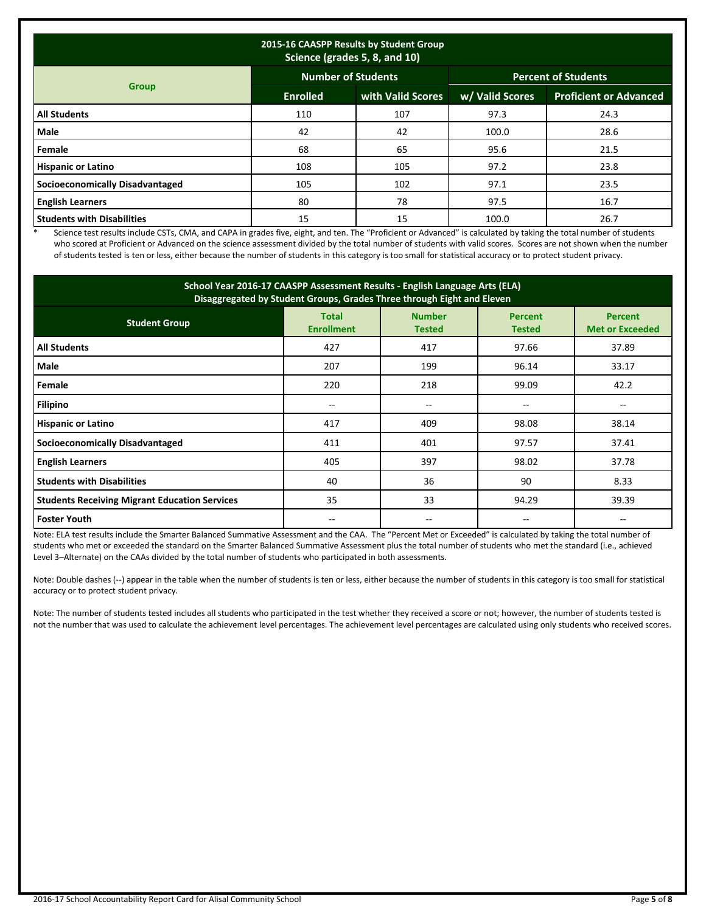| 2015-16 CAASPP Results by Student Group Science (grades 5, 8, and 10) | | | | |
|---|---|---|---|---|
| Group | Number of Students | | Percent of Students | |
| | Enrolled | with Valid Scores | w/ Valid Scores | Proficient or Advanced |
| **All Students** | 110 | 107 | 97.3 | 24.3 |
| **Male** | 42 | 42 | 100.0 | 28.6 |
| **Female** | 68 | 65 | 95.6 | 21.5 |
| **Hispanic or Latino** | 108 | 105 | 97.2 | 23.8 |
| **Socioeconomically Disadvantaged** | 105 | 102 | 97.1 | 23.5 |
| **English Learners** | 80 | 78 | 97.5 | 16.7 |
| **Students with Disabilities** | 15 | 15 | 100.0 | 26.7 |

* Science test results include CSTs, CMA, and CAPA in grades five, eight, and ten. The "Proficient or Advanced" is calculated by taking the total number of students who scored at Proficient or Advanced on the science assessment divided by the total number of students with valid scores. Scores are not shown when the number of students tested is ten or less, either because the number of students in this category is too small for statistical accuracy or to protect student privacy.

| School Year 2016-17 CAASPP Assessment Results - English Language Arts (ELA) Disaggregated by Student Groups, Grades Three through Eight and Eleven | | | | |
|---|---|---|---|---|
| Student Group | Total Enrollment | Number Tested | Percent Tested | Percent Met or Exceeded |
| **All Students** | 427 | 417 | 97.66 | 37.89 |
| **Male** | 207 | 199 | 96.14 | 33.17 |
| **Female** | 220 | 218 | 99.09 | 42.2 |
| **Filipino** | -- | -- | -- | -- |
| **Hispanic or Latino** | 417 | 409 | 98.08 | 38.14 |
| **Socioeconomically Disadvantaged** | 411 | 401 | 97.57 | 37.41 |
| **English Learners** | 405 | 397 | 98.02 | 37.78 |
| **Students with Disabilities** | 40 | 36 | 90 | 8.33 |
| **Students Receiving Migrant Education Services** | 35 | 33 | 94.29 | 39.39 |
| **Foster Youth** | -- | -- | -- | -- |

Note: ELA test results include the Smarter Balanced Summative Assessment and the CAA. The "Percent Met or Exceeded" is calculated by taking the total number of students who met or exceeded the standard on the Smarter Balanced Summative Assessment plus the total number of students who met the standard (i.e., achieved Level 3–Alternate) on the CAAs divided by the total number of students who participated in both assessments.

Note: Double dashes (--) appear in the table when the number of students is ten or less, either because the number of students in this category is too small for statistical accuracy or to protect student privacy.

Note: The number of students tested includes all students who participated in the test whether they received a score or not; however, the number of students tested is not the number that was used to calculate the achievement level percentages. The achievement level percentages are calculated using only students who received scores.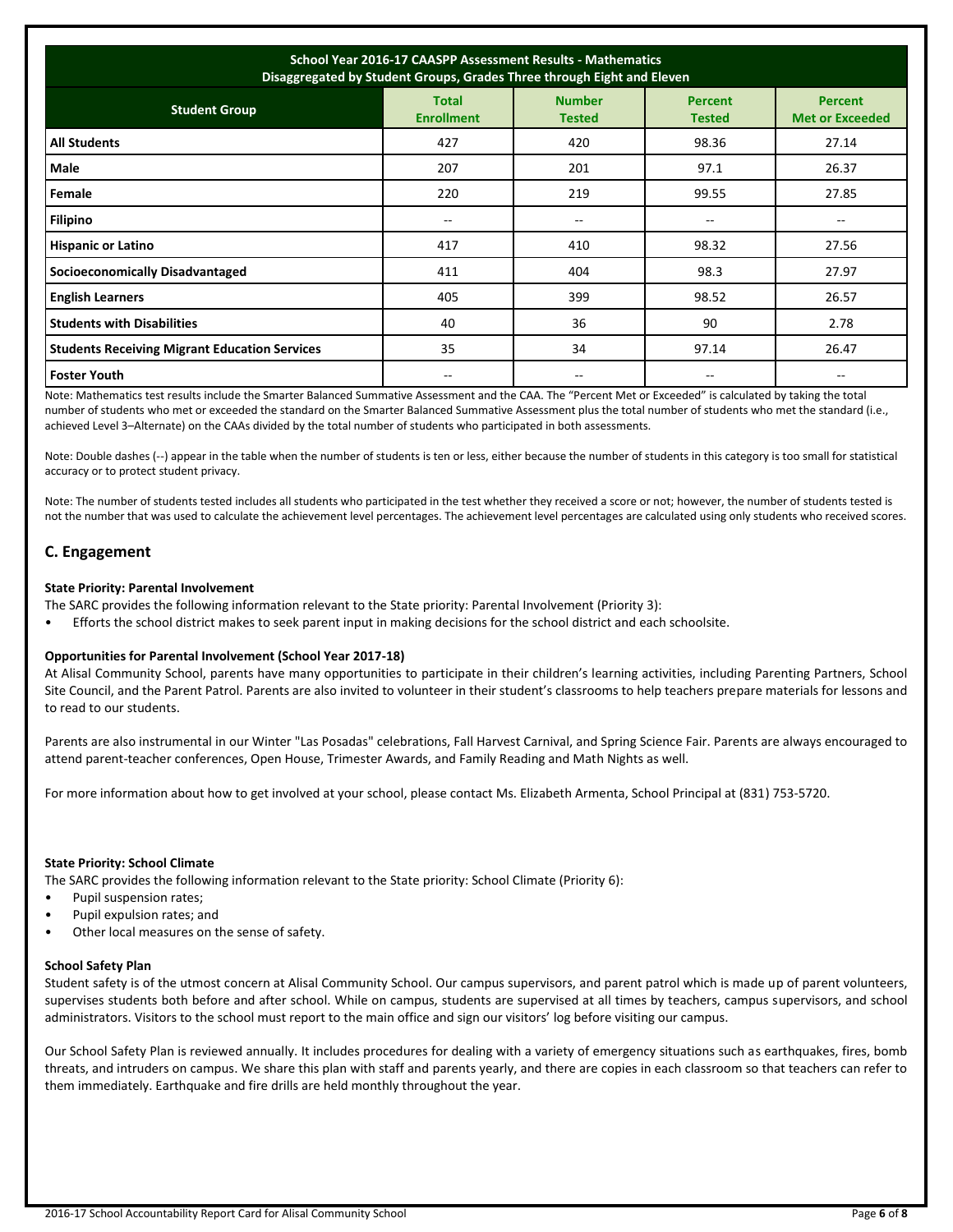| School Year 2016-17 CAASPP Assessment Results - Mathematics<br>Disaggregated by Student Groups, Grades Three through Eight and Eleven | | | | |
|---|---|---|---|---|
| **Student Group** | **Total Enrollment** | **Number Tested** | **Percent Tested** | **Percent Met or Exceeded** |
| **All Students** | 427 | 420 | 98.36 | 27.14 |
| **Male** | 207 | 201 | 97.1 | 26.37 |
| **Female** | 220 | 219 | 99.55 | 27.85 |
| **Filipino** | -- | -- | -- | -- |
| **Hispanic or Latino** | 417 | 410 | 98.32 | 27.56 |
| **Socioeconomically Disadvantaged** | 411 | 404 | 98.3 | 27.97 |
| **English Learners** | 405 | 399 | 98.52 | 26.57 |
| **Students with Disabilities** | 40 | 36 | 90 | 2.78 |
| **Students Receiving Migrant Education Services** | 35 | 34 | 97.14 | 26.47 |
| **Foster Youth** | -- | -- | -- | -- |

Note: Mathematics test results include the Smarter Balanced Summative Assessment and the CAA. The "Percent Met or Exceeded" is calculated by taking the total number of students who met or exceeded the standard on the Smarter Balanced Summative Assessment plus the total number of students who met the standard (i.e., achieved Level 3–Alternate) on the CAAs divided by the total number of students who participated in both assessments.

Note: Double dashes (--) appear in the table when the number of students is ten or less, either because the number of students in this category is too small for statistical accuracy or to protect student privacy.

Note: The number of students tested includes all students who participated in the test whether they received a score or not; however, the number of students tested is not the number that was used to calculate the achievement level percentages. The achievement level percentages are calculated using only students who received scores.

## C. Engagement

**State Priority: Parental Involvement**

The SARC provides the following information relevant to the State priority: Parental Involvement (Priority 3):

- Efforts the school district makes to seek parent input in making decisions for the school district and each schoolsite.

**Opportunities for Parental Involvement (School Year 2017-18)**

At Alisal Community School, parents have many opportunities to participate in their children's learning activities, including Parenting Partners, School Site Council, and the Parent Patrol. Parents are also invited to volunteer in their student's classrooms to help teachers prepare materials for lessons and to read to our students.

Parents are also instrumental in our Winter "Las Posadas" celebrations, Fall Harvest Carnival, and Spring Science Fair. Parents are always encouraged to attend parent-teacher conferences, Open House, Trimester Awards, and Family Reading and Math Nights as well.

For more information about how to get involved at your school, please contact Ms. Elizabeth Armenta, School Principal at (831) 753-5720.

**State Priority: School Climate**

The SARC provides the following information relevant to the State priority: School Climate (Priority 6):

- Pupil suspension rates;
- Pupil expulsion rates; and
- Other local measures on the sense of safety.

**School Safety Plan**

Student safety is of the utmost concern at Alisal Community School. Our campus supervisors, and parent patrol which is made up of parent volunteers, supervises students both before and after school. While on campus, students are supervised at all times by teachers, campus supervisors, and school administrators. Visitors to the school must report to the main office and sign our visitors' log before visiting our campus.

Our School Safety Plan is reviewed annually. It includes procedures for dealing with a variety of emergency situations such as earthquakes, fires, bomb threats, and intruders on campus. We share this plan with staff and parents yearly, and there are copies in each classroom so that teachers can refer to them immediately. Earthquake and fire drills are held monthly throughout the year.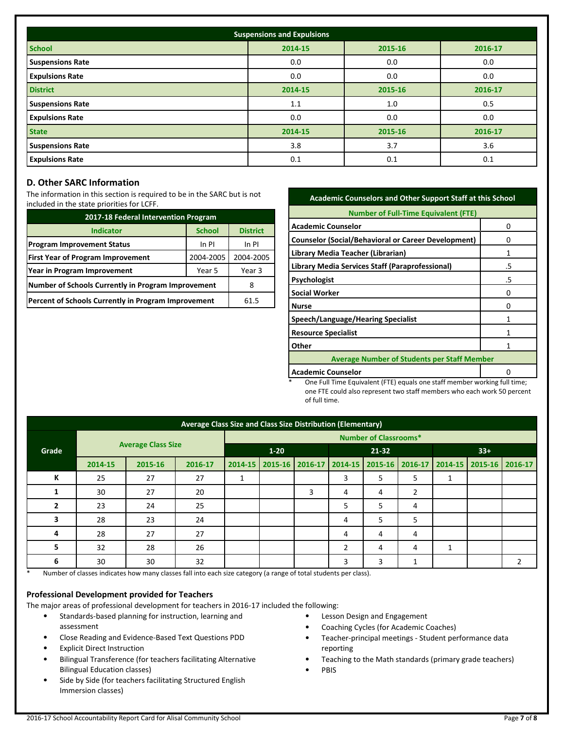| Suspensions and Expulsions | | | |
|---|---|---|---|
| **School** | **2014-15** | **2015-16** | **2016-17** |
| **Suspensions Rate** | 0.0 | 0.0 | 0.0 |
| **Expulsions Rate** | 0.0 | 0.0 | 0.0 |
| **District** | **2014-15** | **2015-16** | **2016-17** |
| **Suspensions Rate** | 1.1 | 1.0 | 0.5 |
| **Expulsions Rate** | 0.0 | 0.0 | 0.0 |
| **State** | **2014-15** | **2015-16** | **2016-17** |
| **Suspensions Rate** | 3.8 | 3.7 | 3.6 |
| **Expulsions Rate** | 0.1 | 0.1 | 0.1 |

## D. Other SARC Information

The information in this section is required to be in the SARC but is not included in the state priorities for LCFF.

| 2017-18 Federal Intervention Program | | |
|---|---|---|
| **Indicator** | **School** | **District** |
| **Program Improvement Status** | In PI | In PI |
| **First Year of Program Improvement** | 2004-2005 | 2004-2005 |
| **Year in Program Improvement** | Year 5 | Year 3 |
| **Number of Schools Currently in Program Improvement** | | 8 |
| **Percent of Schools Currently in Program Improvement** | | 61.5 |

| Academic Counselors and Other Support Staff at this School | |
|---|---|
| **Number of Full-Time Equivalent (FTE)** | |
| **Academic Counselor** | 0 |
| **Counselor (Social/Behavioral or Career Development)** | 0 |
| **Library Media Teacher (Librarian)** | 1 |
| **Library Media Services Staff (Paraprofessional)** | .5 |
| **Psychologist** | .5 |
| **Social Worker** | 0 |
| **Nurse** | 0 |
| **Speech/Language/Hearing Specialist** | 1 |
| **Resource Specialist** | 1 |
| **Other** | 1 |
| **Average Number of Students per Staff Member** | |
| **Academic Counselor** | 0 |

\* One Full Time Equivalent (FTE) equals one staff member working full time; one FTE could also represent two staff members who each work 50 percent of full time.

| Average Class Size and Class Size Distribution (Elementary) | | | | | | | | | | | | |
|---|---|---|---|---|---|---|---|---|---|---|---|---|
| **Grade** | **Average Class Size** | | | **Number of Classrooms*** | | | | | | | | |
| | | | | **1-20** | | | **21-32** | | | **33+** | | |
| | **2014-15** | **2015-16** | **2016-17** | **2014-15** | **2015-16** | **2016-17** | **2014-15** | **2015-16** | **2016-17** | **2014-15** | **2015-16** | **2016-17** |
| **K** | 25 | 27 | 27 | 1 | | | 3 | 5 | 5 | 1 | | |
| **1** | 30 | 27 | 20 | | | 3 | 4 | 4 | 2 | | | |
| **2** | 23 | 24 | 25 | | | | 5 | 5 | 4 | | | |
| **3** | 28 | 23 | 24 | | | | 4 | 5 | 5 | | | |
| **4** | 28 | 27 | 27 | | | | 4 | 4 | 4 | | | |
| **5** | 32 | 28 | 26 | | | | 2 | 4 | 4 | 1 | | |
| **6** | 30 | 30 | 32 | | | | 3 | 3 | 1 | | | 2 |

\* Number of classes indicates how many classes fall into each size category (a range of total students per class).

### Professional Development provided for Teachers

The major areas of professional development for teachers in 2016-17 included the following:

- Standards-based planning for instruction, learning and assessment
- Close Reading and Evidence-Based Text Questions PDD
- Explicit Direct Instruction
- Bilingual Transference (for teachers facilitating Alternative Bilingual Education classes)
- Side by Side (for teachers facilitating Structured English Immersion classes)
- Lesson Design and Engagement
- Coaching Cycles (for Academic Coaches)
- Teacher-principal meetings - Student performance data reporting
- Teaching to the Math standards (primary grade teachers)
- PBIS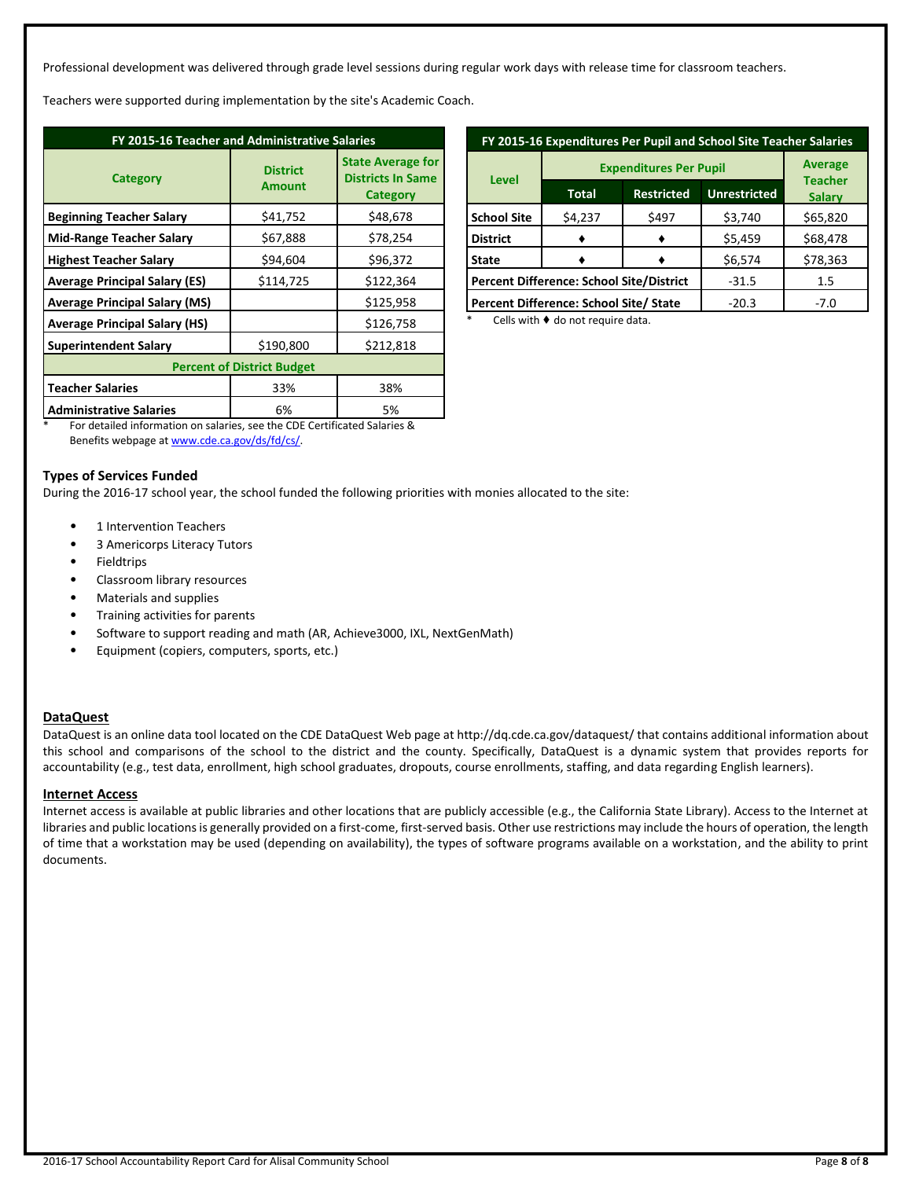Professional development was delivered through grade level sessions during regular work days with release time for classroom teachers.

Teachers were supported during implementation by the site's Academic Coach.

| FY 2015-16 Teacher and Administrative Salaries | | |
|---|---|---|
| **Category** | **District Amount** | **State Average for Districts In Same Category** |
| **Beginning Teacher Salary** | $41,752 | $48,678 |
| **Mid-Range Teacher Salary** | $67,888 | $78,254 |
| **Highest Teacher Salary** | $94,604 | $96,372 |
| **Average Principal Salary (ES)** | $114,725 | $122,364 |
| **Average Principal Salary (MS)** | | $125,958 |
| **Average Principal Salary (HS)** | | $126,758 |
| **Superintendent Salary** | $190,800 | $212,818 |
| **Percent of District Budget** | | |
| **Teacher Salaries** | 33% | 38% |
| **Administrative Salaries** | 6% | 5% |

\* For detailed information on salaries, see the CDE Certificated Salaries & Benefits webpage at www.cde.ca.gov/ds/fd/cs/.

| FY 2015-16 Expenditures Per Pupil and School Site Teacher Salaries | | | | |
|---|---|---|---|---|
| **Level** | **Expenditures Per Pupil** | | | **Average Teacher Salary** |
| | **Total** | **Restricted** | **Unrestricted** | |
| **School Site** | $4,237 | $497 | $3,740 | $65,820 |
| **District** | ♦ | ♦ | $5,459 | $68,478 |
| **State** | ♦ | ♦ | $6,574 | $78,363 |
| **Percent Difference: School Site/District** | | | -31.5 | 1.5 |
| **Percent Difference: School Site/ State** | | | -20.3 | -7.0 |

\* Cells with ♦ do not require data.

### Types of Services Funded

During the 2016-17 school year, the school funded the following priorities with monies allocated to the site:

- 1 Intervention Teachers
- 3 Americorps Literacy Tutors
- Fieldtrips
- Classroom library resources
- Materials and supplies
- Training activities for parents
- Software to support reading and math (AR, Achieve3000, IXL, NextGenMath)
- Equipment (copiers, computers, sports, etc.)

### DataQuest

DataQuest is an online data tool located on the CDE DataQuest Web page at http://dq.cde.ca.gov/dataquest/ that contains additional information about this school and comparisons of the school to the district and the county. Specifically, DataQuest is a dynamic system that provides reports for accountability (e.g., test data, enrollment, high school graduates, dropouts, course enrollments, staffing, and data regarding English learners).

### Internet Access

Internet access is available at public libraries and other locations that are publicly accessible (e.g., the California State Library). Access to the Internet at libraries and public locations is generally provided on a first-come, first-served basis. Other use restrictions may include the hours of operation, the length of time that a workstation may be used (depending on availability), the types of software programs available on a workstation, and the ability to print documents.